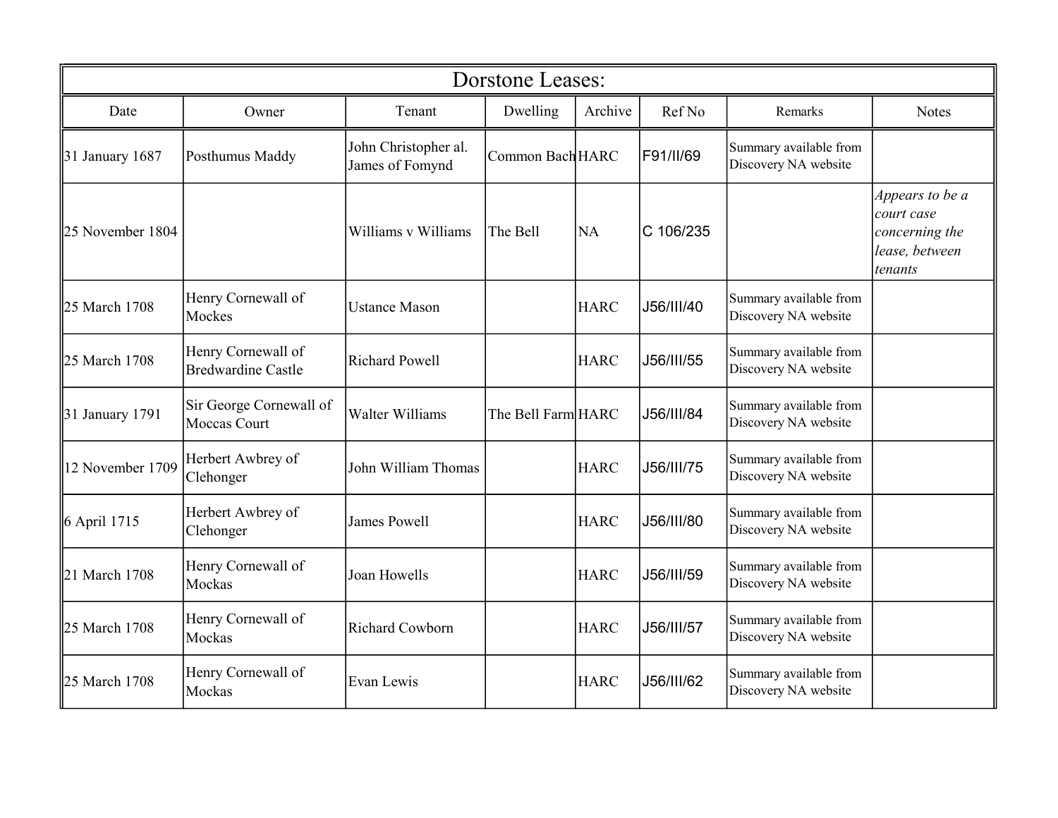# Dorstone Leases:

| Date | Owner | Tenant | Dwelling | Archive | Ref No | Remarks | Notes |
|---|---|---|---|---|---|---|---|
| 31 January 1687 | Posthumus Maddy | John Christopher al. James of Fomynd | Common Bach | HARC | F91/II/69 | Summary available from Discovery NA website | |
| 25 November 1804 | | Williams v Williams | The Bell | NA | C 106/235 | | *Appears to be a court case concerning the lease, between tenants* |
| 25 March 1708 | Henry Cornewall of Mockes | Ustance Mason | | HARC | J56/III/40 | Summary available from Discovery NA website | |
| 25 March 1708 | Henry Cornewall of Bredwardine Castle | Richard Powell | | HARC | J56/III/55 | Summary available from Discovery NA website | |
| 31 January 1791 | Sir George Cornewall of Moccas Court | Walter Williams | The Bell Farm | HARC | J56/III/84 | Summary available from Discovery NA website | |
| 12 November 1709 | Herbert Awbrey of Clehonger | John William Thomas | | HARC | J56/III/75 | Summary available from Discovery NA website | |
| 6 April 1715 | Herbert Awbrey of Clehonger | James Powell | | HARC | J56/III/80 | Summary available from Discovery NA website | |
| 21 March 1708 | Henry Cornewall of Mockas | Joan Howells | | HARC | J56/III/59 | Summary available from Discovery NA website | |
| 25 March 1708 | Henry Cornewall of Mockas | Richard Cowborn | | HARC | J56/III/57 | Summary available from Discovery NA website | |
| 25 March 1708 | Henry Cornewall of Mockas | Evan Lewis | | HARC | J56/III/62 | Summary available from Discovery NA website | |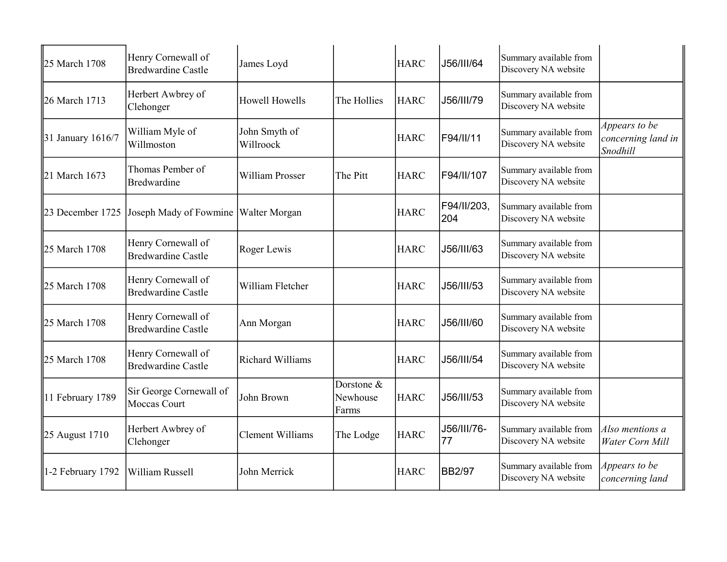| | | | | | | | |
|---|---|---|---|---|---|---|---|
| 25 March 1708 | Henry Cornewall of Bredwardine Castle | James Loyd | | HARC | J56/III/64 | Summary available from Discovery NA website | |
| 26 March 1713 | Herbert Awbrey of Clehonger | Howell Howells | The Hollies | HARC | J56/III/79 | Summary available from Discovery NA website | |
| 31 January 1616/7 | William Myle of Willmoston | John Smyth of Willroock | | HARC | F94/II/11 | Summary available from Discovery NA website | *Appears to be concerning land in Snodhill* |
| 21 March 1673 | Thomas Pember of Bredwardine | William Prosser | The Pitt | HARC | F94/II/107 | Summary available from Discovery NA website | |
| 23 December 1725 | Joseph Mady of Fowmine | Walter Morgan | | HARC | F94/II/203, 204 | Summary available from Discovery NA website | |
| 25 March 1708 | Henry Cornewall of Bredwardine Castle | Roger Lewis | | HARC | J56/III/63 | Summary available from Discovery NA website | |
| 25 March 1708 | Henry Cornewall of Bredwardine Castle | William Fletcher | | HARC | J56/III/53 | Summary available from Discovery NA website | |
| 25 March 1708 | Henry Cornewall of Bredwardine Castle | Ann Morgan | | HARC | J56/III/60 | Summary available from Discovery NA website | |
| 25 March 1708 | Henry Cornewall of Bredwardine Castle | Richard Williams | | HARC | J56/III/54 | Summary available from Discovery NA website | |
| 11 February 1789 | Sir George Cornewall of Moccas Court | John Brown | Dorstone & Newhouse Farms | HARC | J56/III/53 | Summary available from Discovery NA website | |
| 25 August 1710 | Herbert Awbrey of Clehonger | Clement Williams | The Lodge | HARC | J56/III/76-77 | Summary available from Discovery NA website | *Also mentions a Water Corn Mill* |
| 1-2 February 1792 | William Russell | John Merrick | | HARC | BB2/97 | Summary available from Discovery NA website | *Appears to be concerning land* |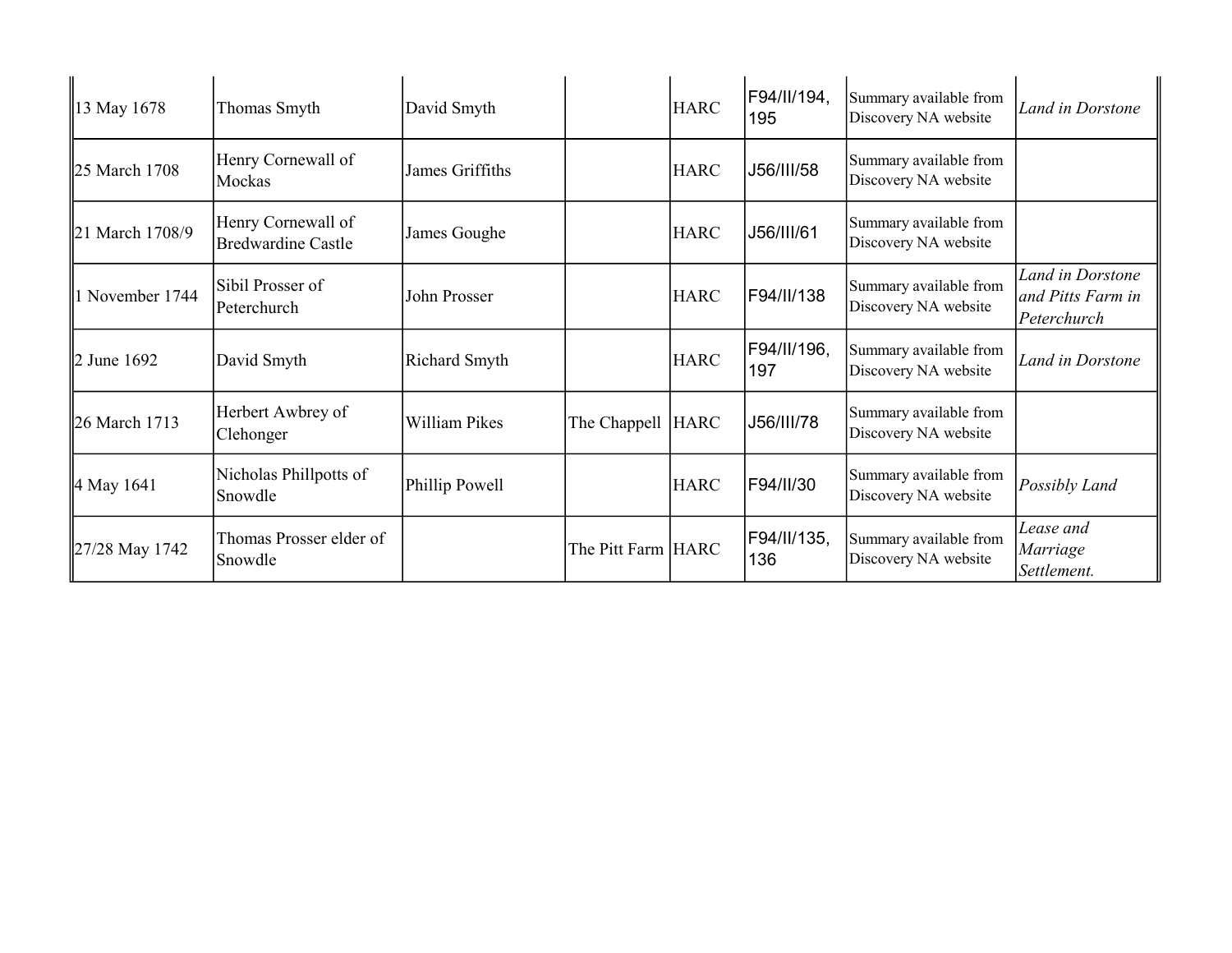| | | | | | | | |
|---|---|---|---|---|---|---|---|
| 13 May 1678 | Thomas Smyth | David Smyth | | HARC | F94/II/194, 195 | Summary available from Discovery NA website | *Land in Dorstone* |
| 25 March 1708 | Henry Cornewall of Mockas | James Griffiths | | HARC | J56/III/58 | Summary available from Discovery NA website | |
| 21 March 1708/9 | Henry Cornewall of Bredwardine Castle | James Goughe | | HARC | J56/III/61 | Summary available from Discovery NA website | |
| 1 November 1744 | Sibil Prosser of Peterchurch | John Prosser | | HARC | F94/II/138 | Summary available from Discovery NA website | *Land in Dorstone and Pitts Farm in Peterchurch* |
| 2 June 1692 | David Smyth | Richard Smyth | | HARC | F94/II/196, 197 | Summary available from Discovery NA website | *Land in Dorstone* |
| 26 March 1713 | Herbert Awbrey of Clehonger | William Pikes | The Chappell | HARC | J56/III/78 | Summary available from Discovery NA website | |
| 4 May 1641 | Nicholas Phillpotts of Snowdle | Phillip Powell | | HARC | F94/II/30 | Summary available from Discovery NA website | *Possibly Land* |
| 27/28 May 1742 | Thomas Prosser elder of Snowdle | | The Pitt Farm | HARC | F94/II/135, 136 | Summary available from Discovery NA website | *Lease and Marriage Settlement.* |